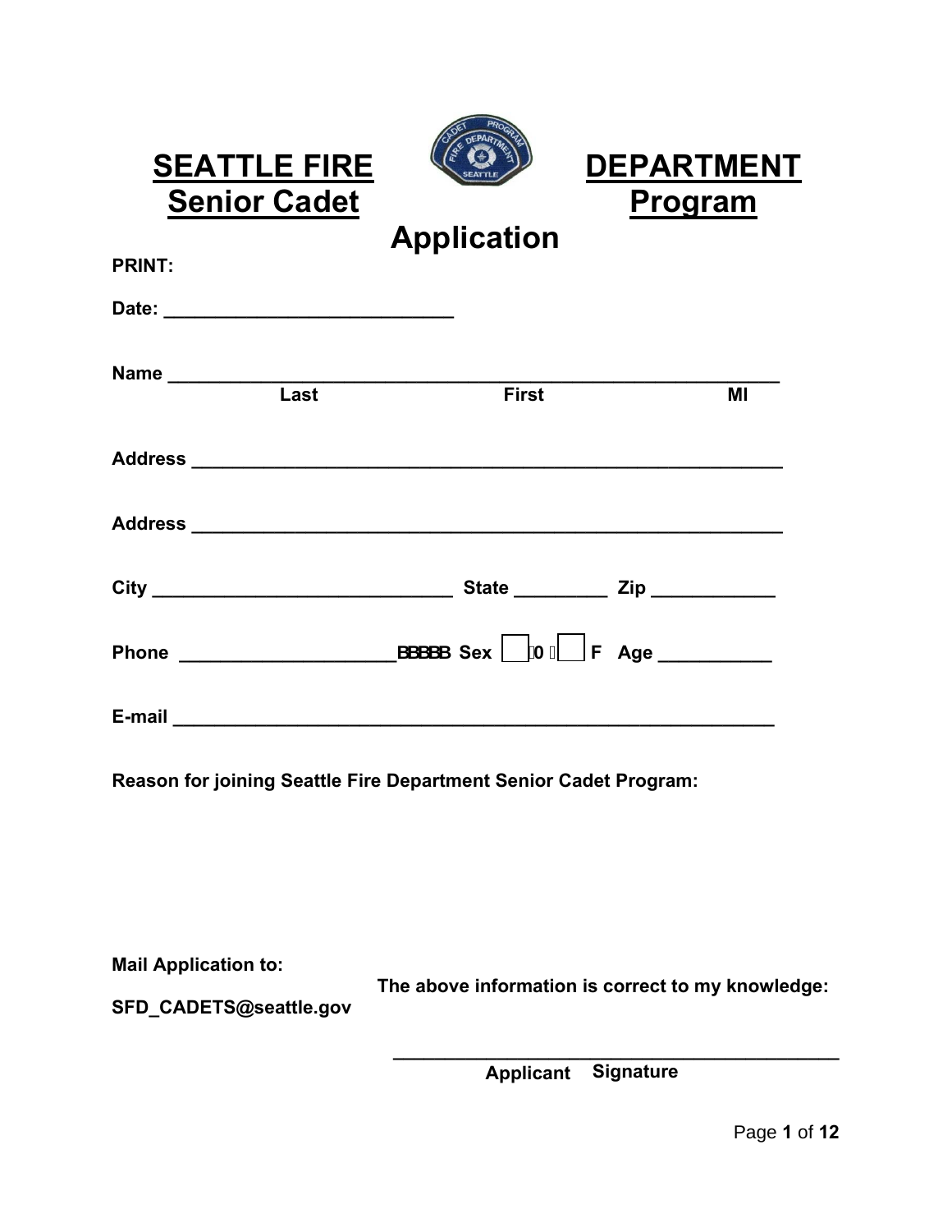# SEATTLE FIRE DEPARTMENT Senior Cadet Program Application

**PRINT:**

**Date:** ____________________________

**Name** ____________________________________________________________

**Last** **First** **MI**

**Address** __________________________________________________________

**Address** __________________________________________________________

**City** _____________________________ **State** _________ **Zip** ____________

**Phone** _____________________BBBBB **Sex** ☐ 0 ☐ **F** **Age** ___________

**E-mail** ___________________________________________________________

**Reason for joining Seattle Fire Department Senior Cadet Program:**

**Mail Application to:**

**SFD_CADETS@seattle.gov**

**The above information is correct to my knowledge:**

_____________________________________________

**Applicant Signature**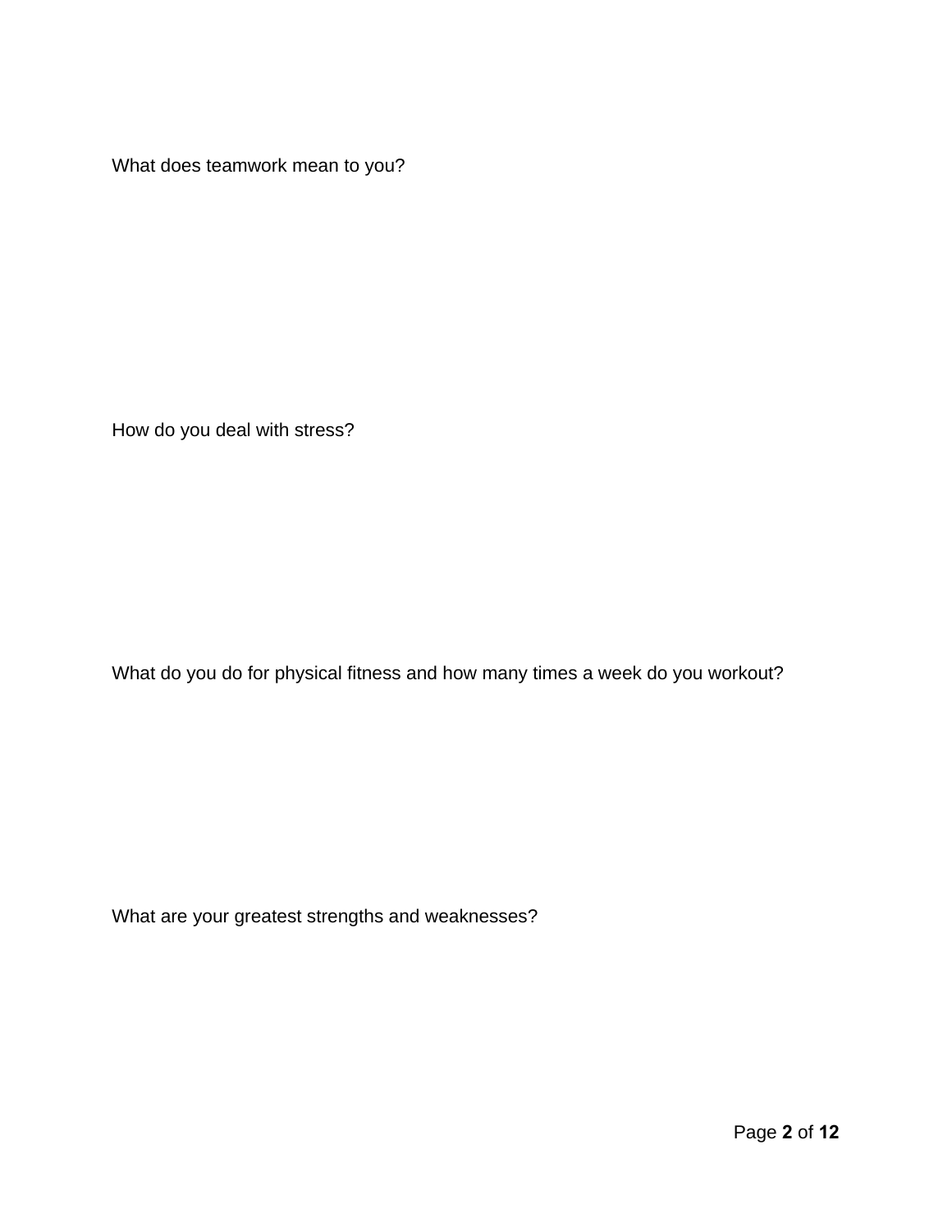What does teamwork mean to you?

How do you deal with stress?

What do you do for physical fitness and how many times a week do you workout?

What are your greatest strengths and weaknesses?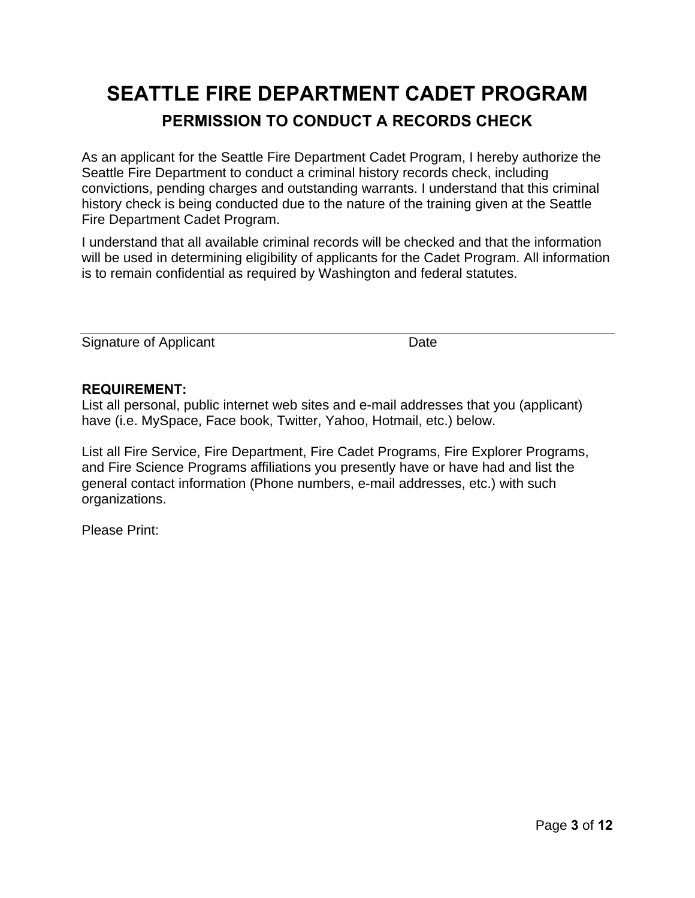# SEATTLE FIRE DEPARTMENT CADET PROGRAM

## PERMISSION TO CONDUCT A RECORDS CHECK

As an applicant for the Seattle Fire Department Cadet Program, I hereby authorize the Seattle Fire Department to conduct a criminal history records check, including convictions, pending charges and outstanding warrants. I understand that this criminal history check is being conducted due to the nature of the training given at the Seattle Fire Department Cadet Program.

I understand that all available criminal records will be checked and that the information will be used in determining eligibility of applicants for the Cadet Program. All information is to remain confidential as required by Washington and federal statutes.

\_\_\_\_\_\_\_\_\_\_\_\_\_\_\_\_\_\_\_\_\_\_\_\_\_\_\_\_\_\_\_\_\_\_\_\_\_\_\_\_\_\_\_\_\_\_\_\_\_\_\_\_\_\_\_\_\_\_\_\_

Signature of Applicant                                        Date

**REQUIREMENT:**
List all personal, public internet web sites and e-mail addresses that you (applicant) have (i.e. MySpace, Face book, Twitter, Yahoo, Hotmail, etc.) below.

List all Fire Service, Fire Department, Fire Cadet Programs, Fire Explorer Programs, and Fire Science Programs affiliations you presently have or have had and list the general contact information (Phone numbers, e-mail addresses, etc.) with such organizations.

Please Print: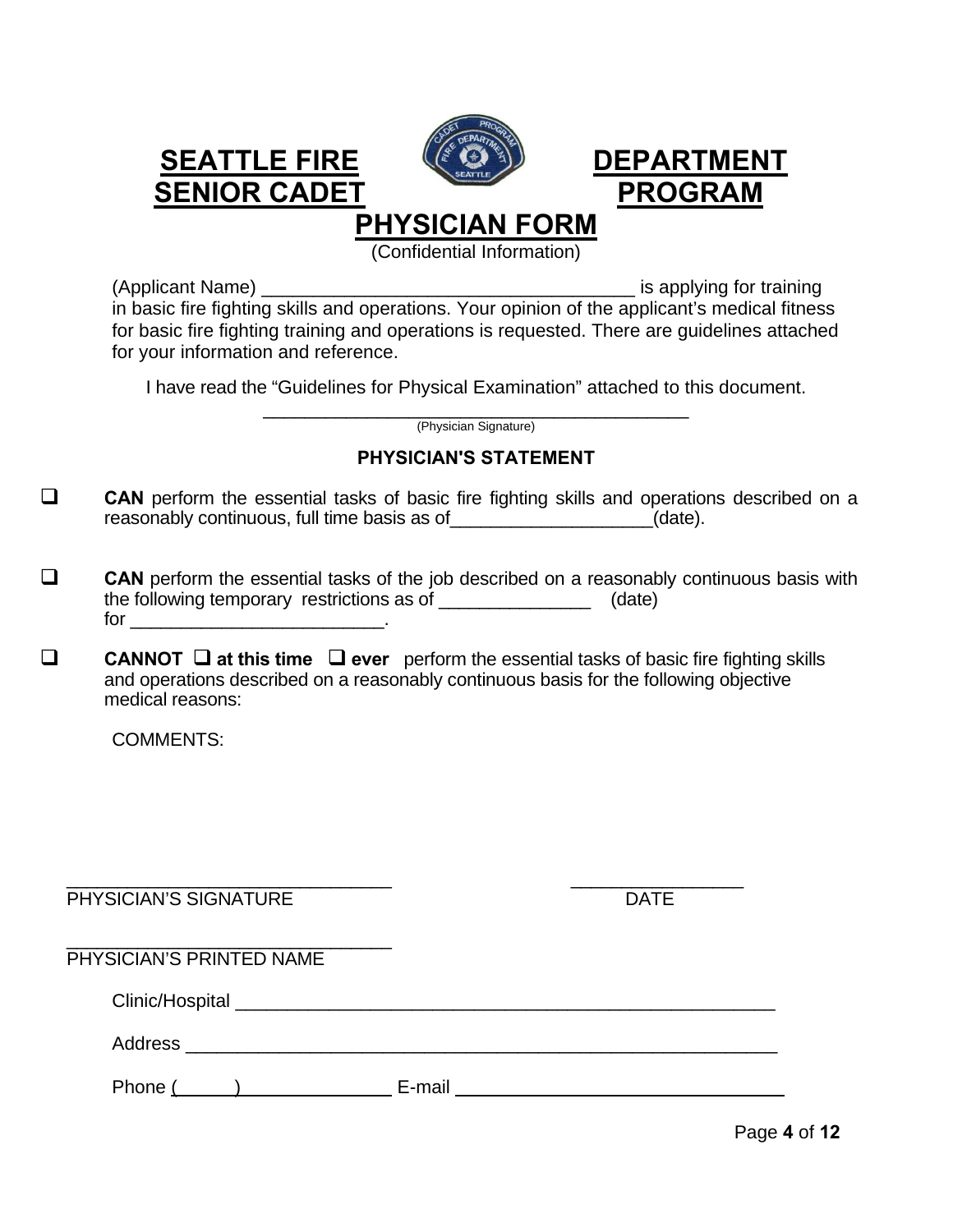# SEATTLE FIRE DEPARTMENT SENIOR CADET PROGRAM

## PHYSICIAN FORM

(Confidential Information)

(Applicant Name) ____________________________________ is applying for training in basic fire fighting skills and operations. Your opinion of the applicant's medical fitness for basic fire fighting training and operations is requested. There are guidelines attached for your information and reference.

I have read the "Guidelines for Physical Examination" attached to this document.

__________________________________________
(Physician Signature)

### PHYSICIAN'S STATEMENT

- ☐ **CAN** perform the essential tasks of basic fire fighting skills and operations described on a reasonably continuous, full time basis as of____________________(date).

- ☐ **CAN** perform the essential tasks of the job described on a reasonably continuous basis with the following temporary restrictions as of _______________ (date) for _________________________.

- ☐ **CANNOT** ☐ **at this time** ☐ **ever** perform the essential tasks of basic fire fighting skills and operations described on a reasonably continuous basis for the following objective medical reasons:

COMMENTS:

________________________________ PHYSICIAN'S SIGNATURE

_________________ DATE

________________________________ PHYSICIAN'S PRINTED NAME

Clinic/Hospital ______________________________________________________

Address ___________________________________________________________

Phone (______)________________ E-mail ________________________________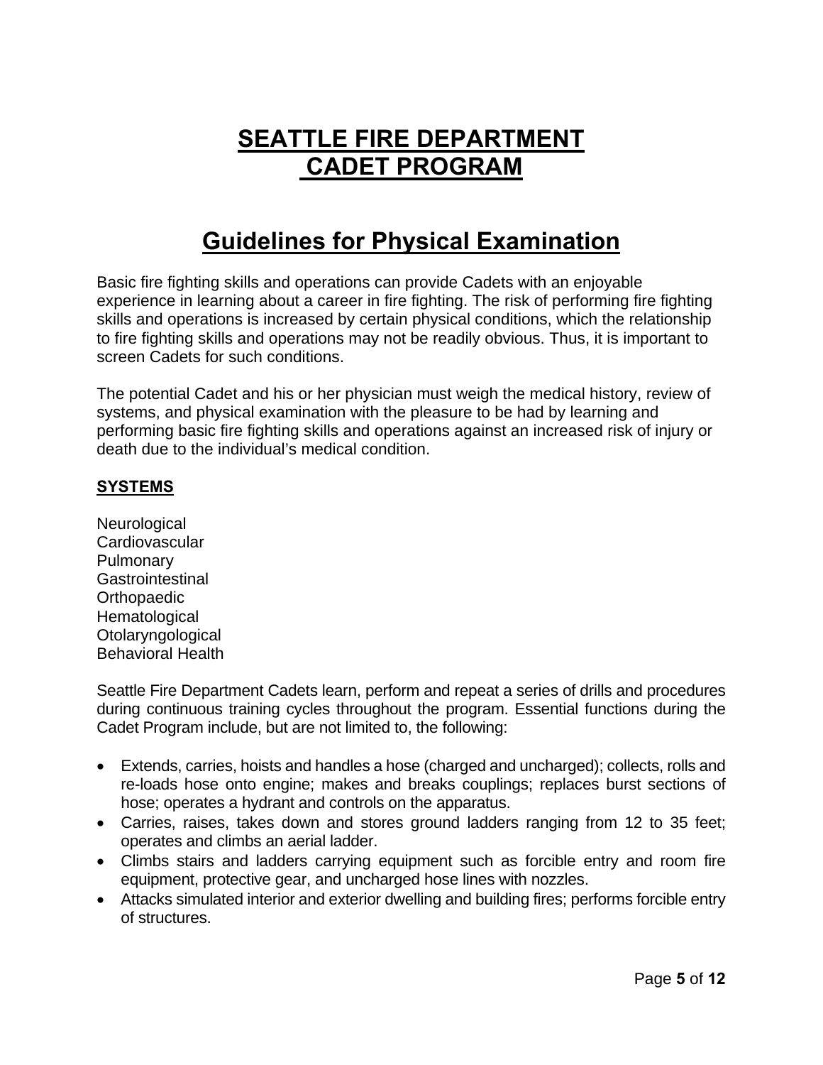# SEATTLE FIRE DEPARTMENT CADET PROGRAM

## Guidelines for Physical Examination

Basic fire fighting skills and operations can provide Cadets with an enjoyable experience in learning about a career in fire fighting. The risk of performing fire fighting skills and operations is increased by certain physical conditions, which the relationship to fire fighting skills and operations may not be readily obvious. Thus, it is important to screen Cadets for such conditions.

The potential Cadet and his or her physician must weigh the medical history, review of systems, and physical examination with the pleasure to be had by learning and performing basic fire fighting skills and operations against an increased risk of injury or death due to the individual's medical condition.

### SYSTEMS

Neurological
Cardiovascular
Pulmonary
Gastrointestinal
Orthopaedic
Hematological
Otolaryngological
Behavioral Health

Seattle Fire Department Cadets learn, perform and repeat a series of drills and procedures during continuous training cycles throughout the program. Essential functions during the Cadet Program include, but are not limited to, the following:

- Extends, carries, hoists and handles a hose (charged and uncharged); collects, rolls and re-loads hose onto engine; makes and breaks couplings; replaces burst sections of hose; operates a hydrant and controls on the apparatus.
- Carries, raises, takes down and stores ground ladders ranging from 12 to 35 feet; operates and climbs an aerial ladder.
- Climbs stairs and ladders carrying equipment such as forcible entry and room fire equipment, protective gear, and uncharged hose lines with nozzles.
- Attacks simulated interior and exterior dwelling and building fires; performs forcible entry of structures.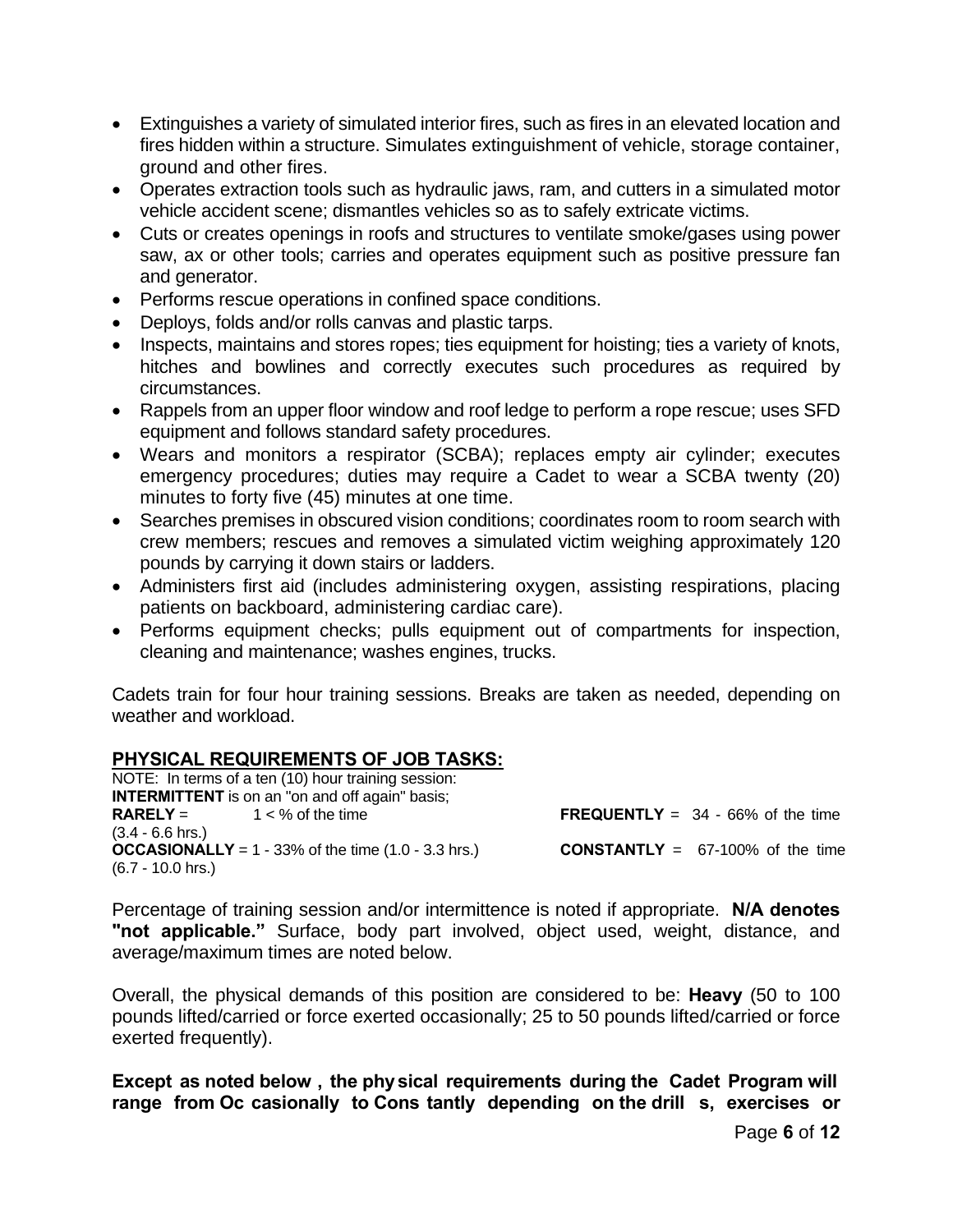- Extinguishes a variety of simulated interior fires, such as fires in an elevated location and fires hidden within a structure. Simulates extinguishment of vehicle, storage container, ground and other fires.
- Operates extraction tools such as hydraulic jaws, ram, and cutters in a simulated motor vehicle accident scene; dismantles vehicles so as to safely extricate victims.
- Cuts or creates openings in roofs and structures to ventilate smoke/gases using power saw, ax or other tools; carries and operates equipment such as positive pressure fan and generator.
- Performs rescue operations in confined space conditions.
- Deploys, folds and/or rolls canvas and plastic tarps.
- Inspects, maintains and stores ropes; ties equipment for hoisting; ties a variety of knots, hitches and bowlines and correctly executes such procedures as required by circumstances.
- Rappels from an upper floor window and roof ledge to perform a rope rescue; uses SFD equipment and follows standard safety procedures.
- Wears and monitors a respirator (SCBA); replaces empty air cylinder; executes emergency procedures; duties may require a Cadet to wear a SCBA twenty (20) minutes to forty five (45) minutes at one time.
- Searches premises in obscured vision conditions; coordinates room to room search with crew members; rescues and removes a simulated victim weighing approximately 120 pounds by carrying it down stairs or ladders.
- Administers first aid (includes administering oxygen, assisting respirations, placing patients on backboard, administering cardiac care).
- Performs equipment checks; pulls equipment out of compartments for inspection, cleaning and maintenance; washes engines, trucks.

Cadets train for four hour training sessions. Breaks are taken as needed, depending on weather and workload.

## PHYSICAL REQUIREMENTS OF JOB TASKS:

NOTE: In terms of a ten (10) hour training session:
**INTERMITTENT** is on an "on and off again" basis;
**RARELY** = 1 < % of the time
**OCCASIONALLY** = 1 - 33% of the time (1.0 - 3.3 hrs.)
**FREQUENTLY** = 34 - 66% of the time (3.4 - 6.6 hrs.)
**CONSTANTLY** = 67-100% of the time (6.7 - 10.0 hrs.)

Percentage of training session and/or intermittence is noted if appropriate. **N/A denotes "not applicable."** Surface, body part involved, object used, weight, distance, and average/maximum times are noted below.

Overall, the physical demands of this position are considered to be: **Heavy** (50 to 100 pounds lifted/carried or force exerted occasionally; 25 to 50 pounds lifted/carried or force exerted frequently).

**Except as noted below, the physical requirements during the Cadet Program will range from Occasionally to Constantly depending on the drills, exercises or**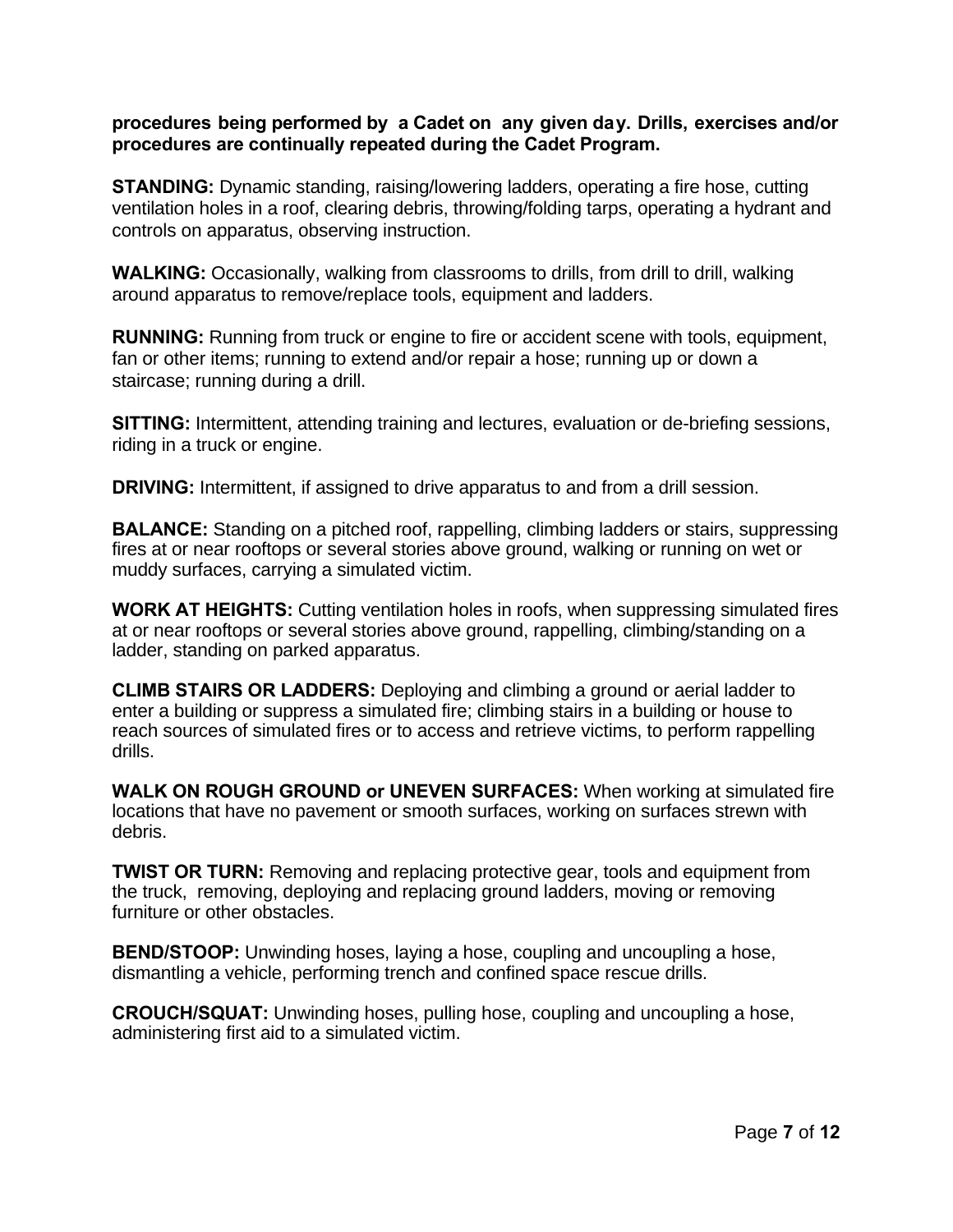**procedures being performed by a Cadet on any given day. Drills, exercises and/or procedures are continually repeated during the Cadet Program.**

**STANDING:** Dynamic standing, raising/lowering ladders, operating a fire hose, cutting ventilation holes in a roof, clearing debris, throwing/folding tarps, operating a hydrant and controls on apparatus, observing instruction.

**WALKING:** Occasionally, walking from classrooms to drills, from drill to drill, walking around apparatus to remove/replace tools, equipment and ladders.

**RUNNING:** Running from truck or engine to fire or accident scene with tools, equipment, fan or other items; running to extend and/or repair a hose; running up or down a staircase; running during a drill.

**SITTING:** Intermittent, attending training and lectures, evaluation or de-briefing sessions, riding in a truck or engine.

**DRIVING:** Intermittent, if assigned to drive apparatus to and from a drill session.

**BALANCE:** Standing on a pitched roof, rappelling, climbing ladders or stairs, suppressing fires at or near rooftops or several stories above ground, walking or running on wet or muddy surfaces, carrying a simulated victim.

**WORK AT HEIGHTS:** Cutting ventilation holes in roofs, when suppressing simulated fires at or near rooftops or several stories above ground, rappelling, climbing/standing on a ladder, standing on parked apparatus.

**CLIMB STAIRS OR LADDERS:** Deploying and climbing a ground or aerial ladder to enter a building or suppress a simulated fire; climbing stairs in a building or house to reach sources of simulated fires or to access and retrieve victims, to perform rappelling drills.

**WALK ON ROUGH GROUND or UNEVEN SURFACES:** When working at simulated fire locations that have no pavement or smooth surfaces, working on surfaces strewn with debris.

**TWIST OR TURN:** Removing and replacing protective gear, tools and equipment from the truck, removing, deploying and replacing ground ladders, moving or removing furniture or other obstacles.

**BEND/STOOP:** Unwinding hoses, laying a hose, coupling and uncoupling a hose, dismantling a vehicle, performing trench and confined space rescue drills.

**CROUCH/SQUAT:** Unwinding hoses, pulling hose, coupling and uncoupling a hose, administering first aid to a simulated victim.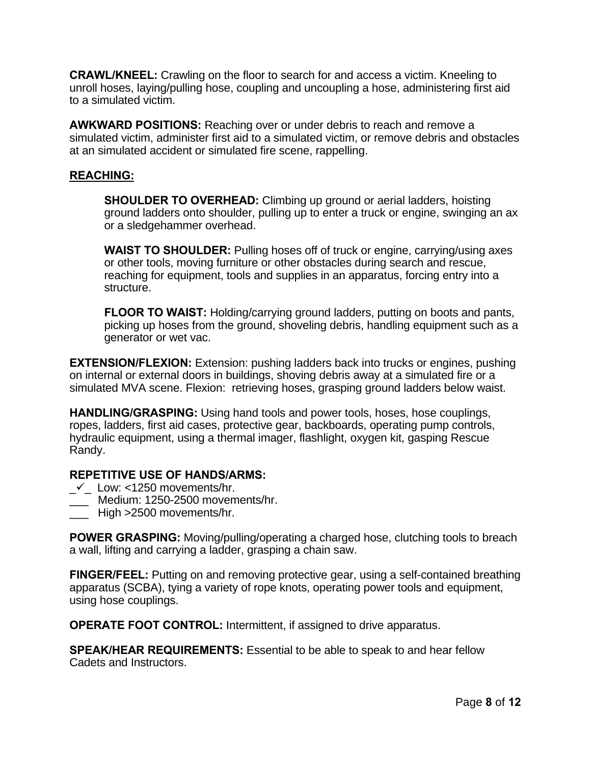**CRAWL/KNEEL:** Crawling on the floor to search for and access a victim. Kneeling to unroll hoses, laying/pulling hose, coupling and uncoupling a hose, administering first aid to a simulated victim.

**AWKWARD POSITIONS:** Reaching over or under debris to reach and remove a simulated victim, administer first aid to a simulated victim, or remove debris and obstacles at an simulated accident or simulated fire scene, rappelling.

**REACHING:**

> **SHOULDER TO OVERHEAD:** Climbing up ground or aerial ladders, hoisting ground ladders onto shoulder, pulling up to enter a truck or engine, swinging an ax or a sledgehammer overhead.
>
> **WAIST TO SHOULDER:** Pulling hoses off of truck or engine, carrying/using axes or other tools, moving furniture or other obstacles during search and rescue, reaching for equipment, tools and supplies in an apparatus, forcing entry into a structure.
>
> **FLOOR TO WAIST:** Holding/carrying ground ladders, putting on boots and pants, picking up hoses from the ground, shoveling debris, handling equipment such as a generator or wet vac.

**EXTENSION/FLEXION:** Extension: pushing ladders back into trucks or engines, pushing on internal or external doors in buildings, shoving debris away at a simulated fire or a simulated MVA scene. Flexion: retrieving hoses, grasping ground ladders below waist.

**HANDLING/GRASPING:** Using hand tools and power tools, hoses, hose couplings, ropes, ladders, first aid cases, protective gear, backboards, operating pump controls, hydraulic equipment, using a thermal imager, flashlight, oxygen kit, gasping Rescue Randy.

**REPETITIVE USE OF HANDS/ARMS:**
_✓_ Low: <1250 movements/hr.
___ Medium: 1250-2500 movements/hr.
___ High >2500 movements/hr.

**POWER GRASPING:** Moving/pulling/operating a charged hose, clutching tools to breach a wall, lifting and carrying a ladder, grasping a chain saw.

**FINGER/FEEL:** Putting on and removing protective gear, using a self-contained breathing apparatus (SCBA), tying a variety of rope knots, operating power tools and equipment, using hose couplings.

**OPERATE FOOT CONTROL:** Intermittent, if assigned to drive apparatus.

**SPEAK/HEAR REQUIREMENTS:** Essential to be able to speak to and hear fellow Cadets and Instructors.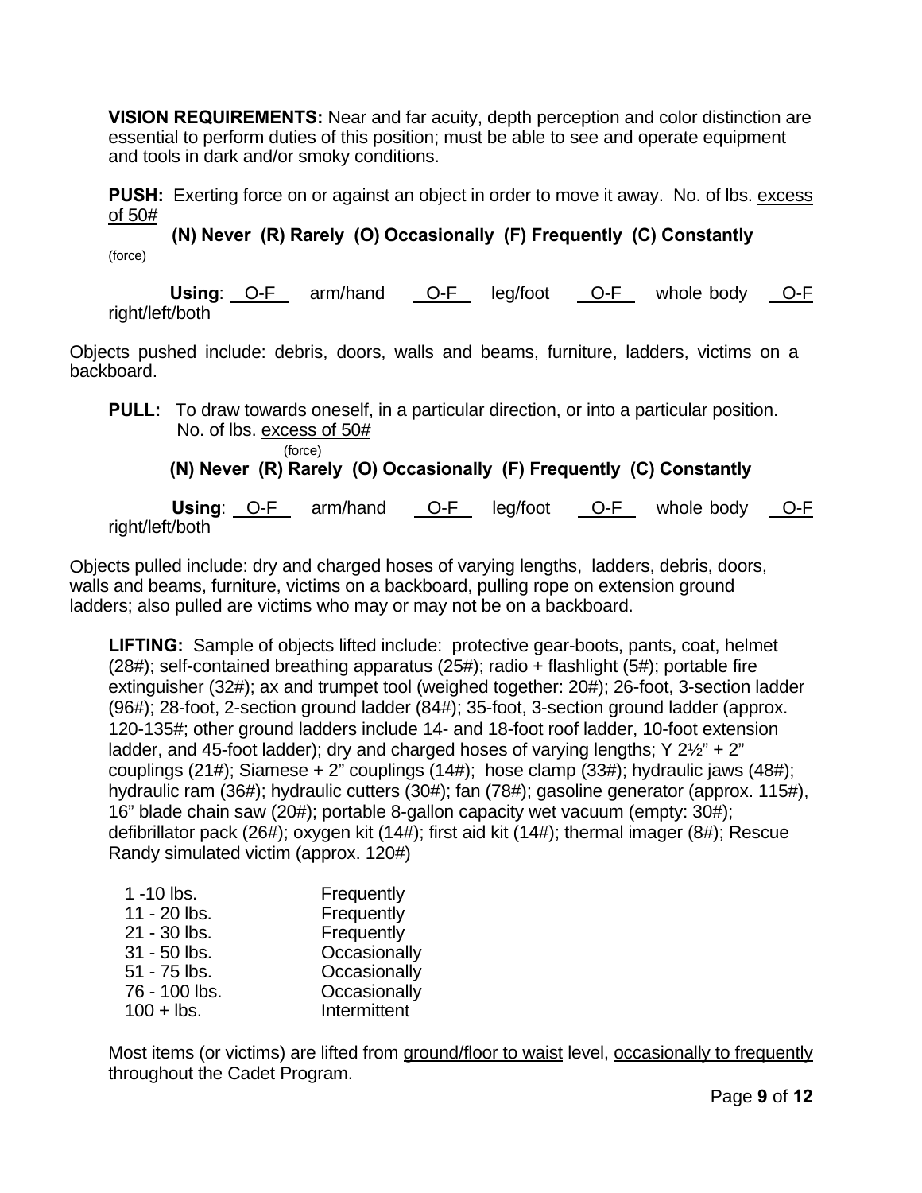**VISION REQUIREMENTS:** Near and far acuity, depth perception and color distinction are essential to perform duties of this position; must be able to see and operate equipment and tools in dark and/or smoky conditions.

**PUSH:** Exerting force on or against an object in order to move it away. No. of lbs. excess of 50# (force)

**(N) Never (R) Rarely (O) Occasionally (F) Frequently (C) Constantly**

**Using**: O-F arm/hand O-F leg/foot O-F whole body O-F right/left/both

Objects pushed include: debris, doors, walls and beams, furniture, ladders, victims on a backboard.

**PULL:** To draw towards oneself, in a particular direction, or into a particular position. No. of lbs. excess of 50# (force)

**(N) Never (R) Rarely (O) Occasionally (F) Frequently (C) Constantly**

**Using**: O-F arm/hand O-F leg/foot O-F whole body O-F right/left/both

Objects pulled include: dry and charged hoses of varying lengths, ladders, debris, doors, walls and beams, furniture, victims on a backboard, pulling rope on extension ground ladders; also pulled are victims who may or may not be on a backboard.

**LIFTING:** Sample of objects lifted include: protective gear-boots, pants, coat, helmet (28#); self-contained breathing apparatus (25#); radio + flashlight (5#); portable fire extinguisher (32#); ax and trumpet tool (weighed together: 20#); 26-foot, 3-section ladder (96#); 28-foot, 2-section ground ladder (84#); 35-foot, 3-section ground ladder (approx. 120-135#; other ground ladders include 14- and 18-foot roof ladder, 10-foot extension ladder, and 45-foot ladder); dry and charged hoses of varying lengths; Y 2½" + 2" couplings (21#); Siamese + 2" couplings (14#); hose clamp (33#); hydraulic jaws (48#); hydraulic ram (36#); hydraulic cutters (30#); fan (78#); gasoline generator (approx. 115#), 16" blade chain saw (20#); portable 8-gallon capacity wet vacuum (empty: 30#); defibrillator pack (26#); oxygen kit (14#); first aid kit (14#); thermal imager (8#); Rescue Randy simulated victim (approx. 120#)

| | |
|---|---|
| 1 -10 lbs. | Frequently |
| 11 - 20 lbs. | Frequently |
| 21 - 30 lbs. | Frequently |
| 31 - 50 lbs. | Occasionally |
| 51 - 75 lbs. | Occasionally |
| 76 - 100 lbs. | Occasionally |
| 100 + lbs. | Intermittent |

Most items (or victims) are lifted from ground/floor to waist level, occasionally to frequently throughout the Cadet Program.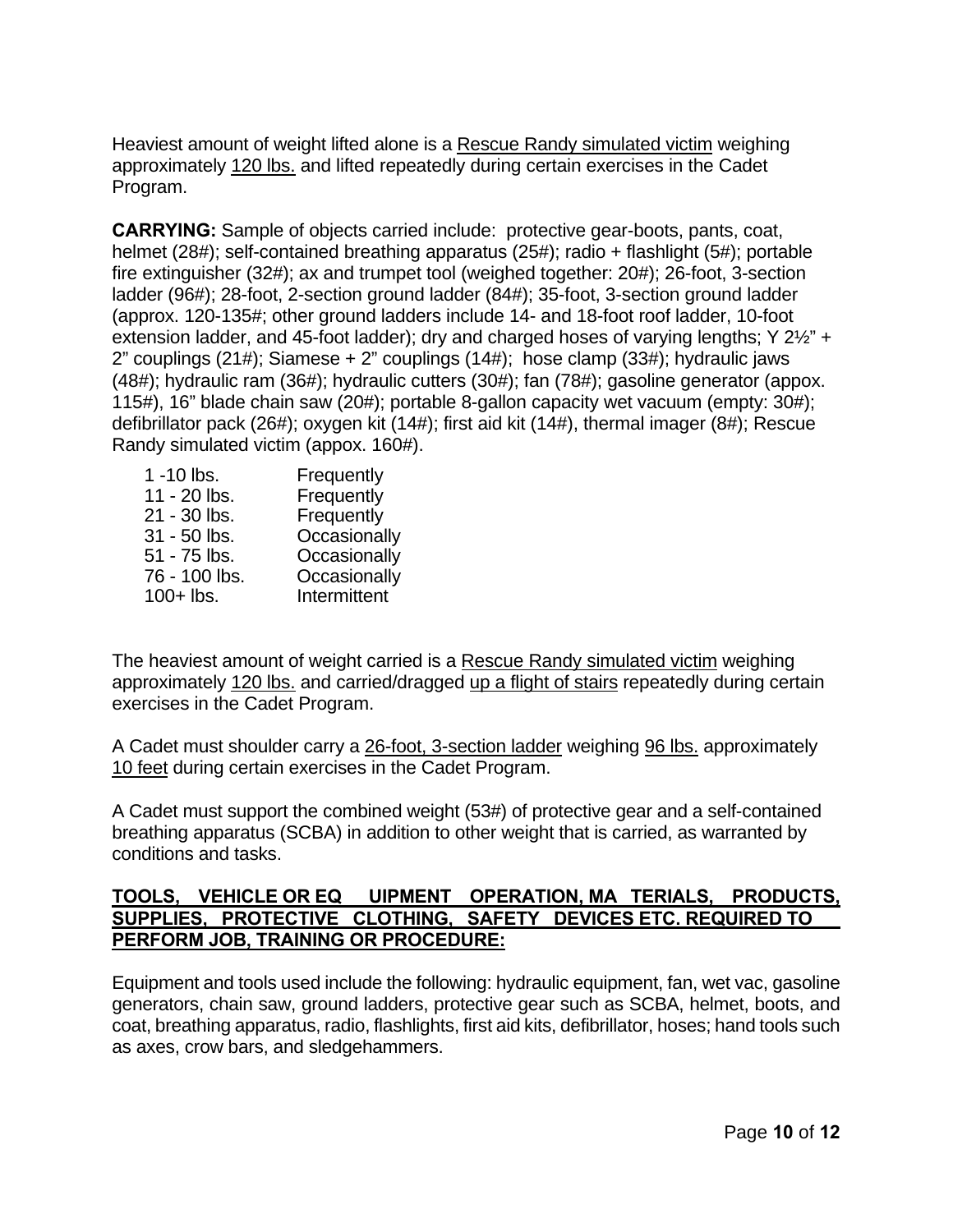Heaviest amount of weight lifted alone is a <u>Rescue Randy simulated victim</u> weighing approximately <u>120 lbs.</u> and lifted repeatedly during certain exercises in the Cadet Program.

**CARRYING:** Sample of objects carried include: protective gear-boots, pants, coat, helmet (28#); self-contained breathing apparatus (25#); radio + flashlight (5#); portable fire extinguisher (32#); ax and trumpet tool (weighed together: 20#); 26-foot, 3-section ladder (96#); 28-foot, 2-section ground ladder (84#); 35-foot, 3-section ground ladder (approx. 120-135#; other ground ladders include 14- and 18-foot roof ladder, 10-foot extension ladder, and 45-foot ladder); dry and charged hoses of varying lengths; Y 2½" + 2" couplings (21#); Siamese + 2" couplings (14#); hose clamp (33#); hydraulic jaws (48#); hydraulic ram (36#); hydraulic cutters (30#); fan (78#); gasoline generator (appox. 115#), 16" blade chain saw (20#); portable 8-gallon capacity wet vacuum (empty: 30#); defibrillator pack (26#); oxygen kit (14#); first aid kit (14#), thermal imager (8#); Rescue Randy simulated victim (appox. 160#).

| | |
|---|---|
| 1 -10 lbs. | Frequently |
| 11 - 20 lbs. | Frequently |
| 21 - 30 lbs. | Frequently |
| 31 - 50 lbs. | Occasionally |
| 51 - 75 lbs. | Occasionally |
| 76 - 100 lbs. | Occasionally |
| 100+ lbs. | Intermittent |

The heaviest amount of weight carried is a <u>Rescue Randy simulated victim</u> weighing approximately <u>120 lbs.</u> and carried/dragged <u>up a flight of stairs</u> repeatedly during certain exercises in the Cadet Program.

A Cadet must shoulder carry a <u>26-foot, 3-section ladder</u> weighing <u>96 lbs.</u> approximately <u>10 feet</u> during certain exercises in the Cadet Program.

A Cadet must support the combined weight (53#) of protective gear and a self-contained breathing apparatus (SCBA) in addition to other weight that is carried, as warranted by conditions and tasks.

**<u>TOOLS, VEHICLE OR EQUIPMENT OPERATION, MATERIALS, PRODUCTS, SUPPLIES, PROTECTIVE CLOTHING, SAFETY DEVICES ETC. REQUIRED TO PERFORM JOB, TRAINING OR PROCEDURE:</u>**

Equipment and tools used include the following: hydraulic equipment, fan, wet vac, gasoline generators, chain saw, ground ladders, protective gear such as SCBA, helmet, boots, and coat, breathing apparatus, radio, flashlights, first aid kits, defibrillator, hoses; hand tools such as axes, crow bars, and sledgehammers.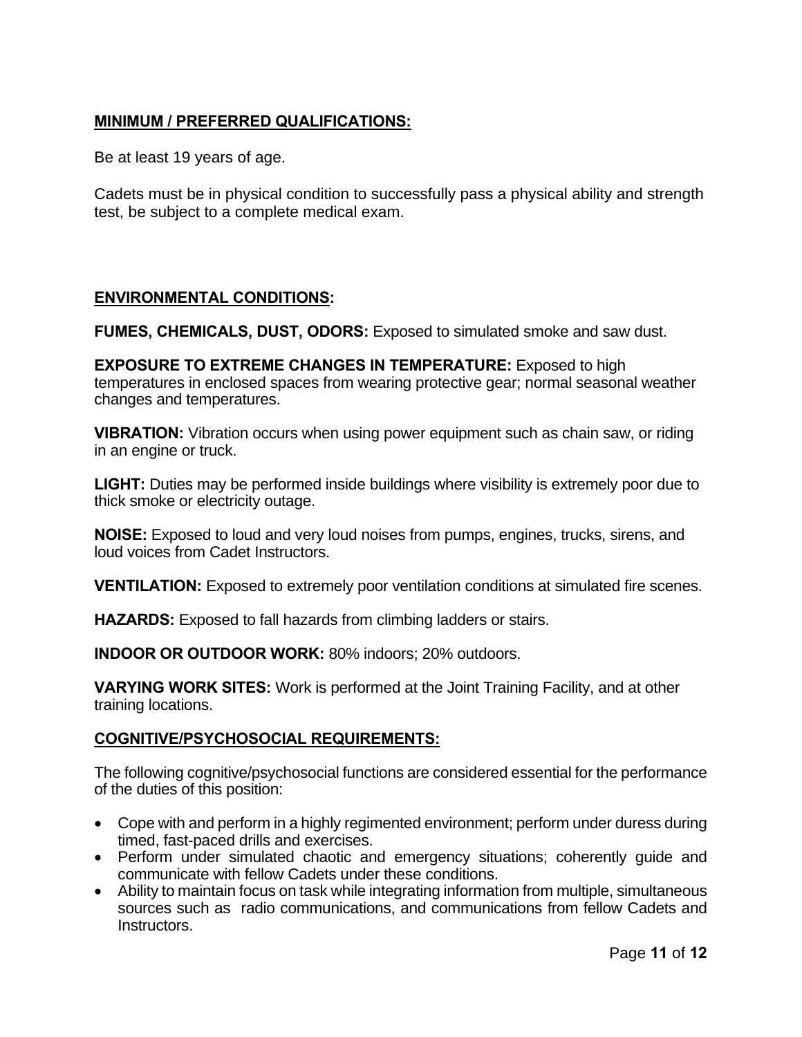## MINIMUM / PREFERRED QUALIFICATIONS:

Be at least 19 years of age.

Cadets must be in physical condition to successfully pass a physical ability and strength test, be subject to a complete medical exam.

## ENVIRONMENTAL CONDITIONS:

**FUMES, CHEMICALS, DUST, ODORS:** Exposed to simulated smoke and saw dust.

**EXPOSURE TO EXTREME CHANGES IN TEMPERATURE:** Exposed to high temperatures in enclosed spaces from wearing protective gear; normal seasonal weather changes and temperatures.

**VIBRATION:** Vibration occurs when using power equipment such as chain saw, or riding in an engine or truck.

**LIGHT:** Duties may be performed inside buildings where visibility is extremely poor due to thick smoke or electricity outage.

**NOISE:** Exposed to loud and very loud noises from pumps, engines, trucks, sirens, and loud voices from Cadet Instructors.

**VENTILATION:** Exposed to extremely poor ventilation conditions at simulated fire scenes.

**HAZARDS:** Exposed to fall hazards from climbing ladders or stairs.

**INDOOR OR OUTDOOR WORK:** 80% indoors; 20% outdoors.

**VARYING WORK SITES:** Work is performed at the Joint Training Facility, and at other training locations.

## COGNITIVE/PSYCHOSOCIAL REQUIREMENTS:

The following cognitive/psychosocial functions are considered essential for the performance of the duties of this position:

- Cope with and perform in a highly regimented environment; perform under duress during timed, fast-paced drills and exercises.
- Perform under simulated chaotic and emergency situations; coherently guide and communicate with fellow Cadets under these conditions.
- Ability to maintain focus on task while integrating information from multiple, simultaneous sources such as radio communications, and communications from fellow Cadets and Instructors.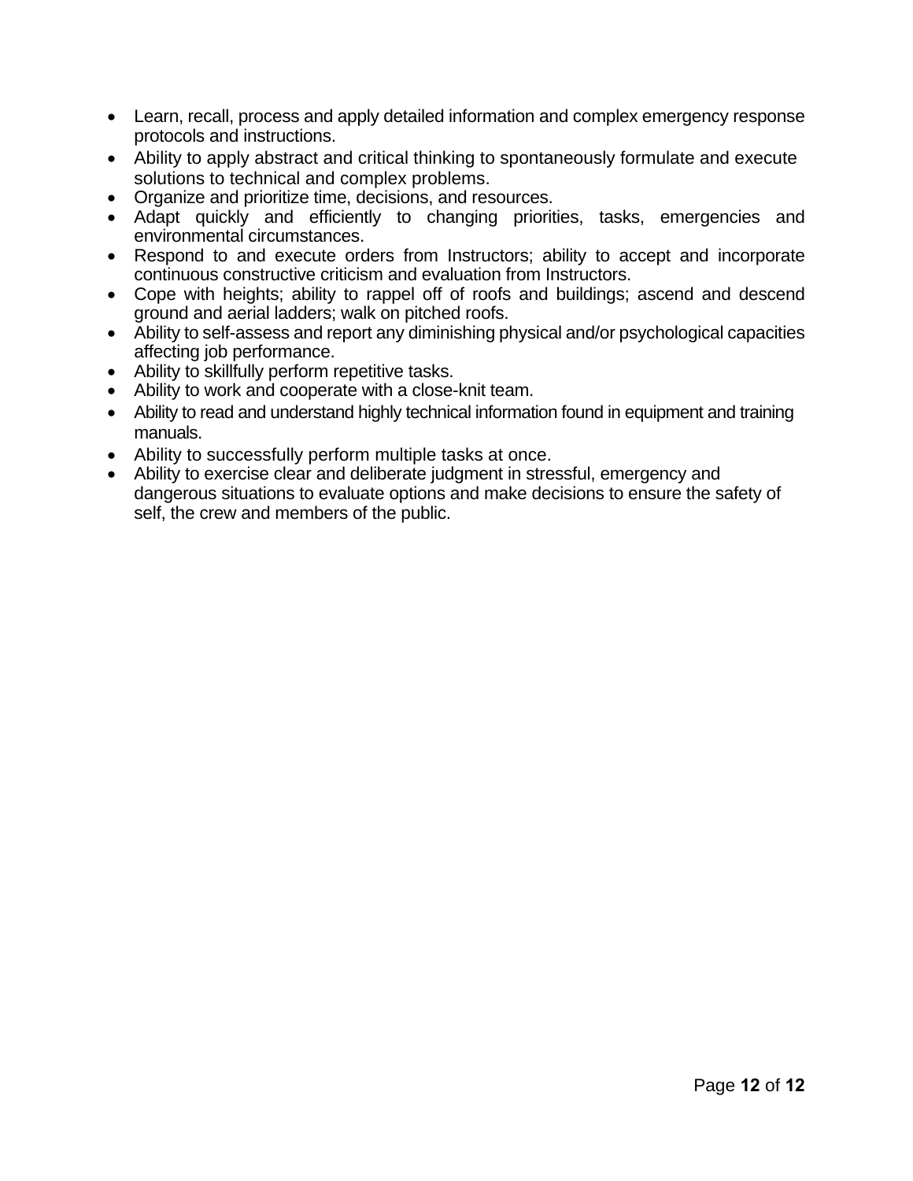- Learn, recall, process and apply detailed information and complex emergency response protocols and instructions.
- Ability to apply abstract and critical thinking to spontaneously formulate and execute solutions to technical and complex problems.
- Organize and prioritize time, decisions, and resources.
- Adapt quickly and efficiently to changing priorities, tasks, emergencies and environmental circumstances.
- Respond to and execute orders from Instructors; ability to accept and incorporate continuous constructive criticism and evaluation from Instructors.
- Cope with heights; ability to rappel off of roofs and buildings; ascend and descend ground and aerial ladders; walk on pitched roofs.
- Ability to self-assess and report any diminishing physical and/or psychological capacities affecting job performance.
- Ability to skillfully perform repetitive tasks.
- Ability to work and cooperate with a close-knit team.
- Ability to read and understand highly technical information found in equipment and training manuals.
- Ability to successfully perform multiple tasks at once.
- Ability to exercise clear and deliberate judgment in stressful, emergency and dangerous situations to evaluate options and make decisions to ensure the safety of self, the crew and members of the public.